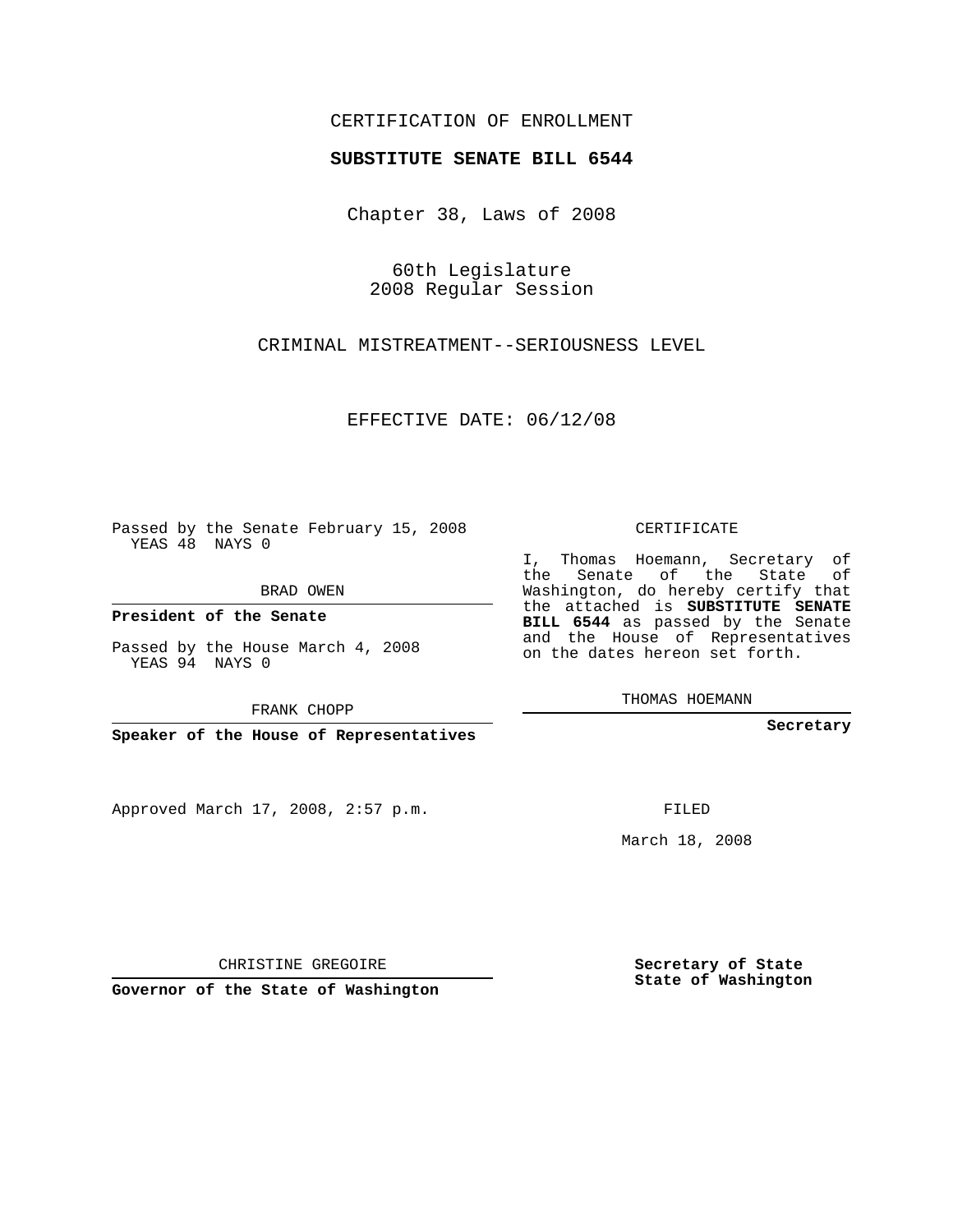CERTIFICATION OF ENROLLMENT

**SUBSTITUTE SENATE BILL 6544**

Chapter 38, Laws of 2008

60th Legislature
2008 Regular Session

CRIMINAL MISTREATMENT--SERIOUSNESS LEVEL

EFFECTIVE DATE: 06/12/08

Passed by the Senate February 15, 2008
YEAS 48 NAYS 0

BRAD OWEN

**President of the Senate**

Passed by the House March 4, 2008
YEAS 94 NAYS 0

FRANK CHOPP

**Speaker of the House of Representatives**

CERTIFICATE

I, Thomas Hoemann, Secretary of the Senate of the State of Washington, do hereby certify that the attached is **SUBSTITUTE SENATE BILL 6544** as passed by the Senate and the House of Representatives on the dates hereon set forth.

THOMAS HOEMANN

**Secretary**

Approved March 17, 2008, 2:57 p.m.

FILED

March 18, 2008

CHRISTINE GREGOIRE

**Governor of the State of Washington**

**Secretary of State State of Washington**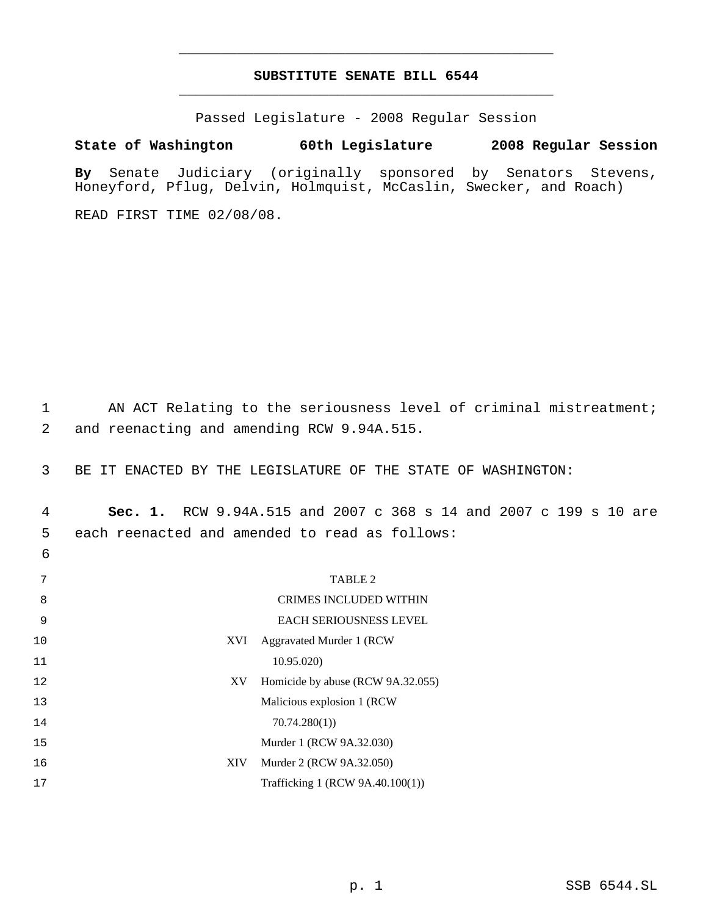# SUBSTITUTE SENATE BILL 6544

Passed Legislature - 2008 Regular Session

**State of Washington 60th Legislature 2008 Regular Session**

**By** Senate Judiciary (originally sponsored by Senators Stevens, Honeyford, Pflug, Delvin, Holmquist, McCaslin, Swecker, and Roach)

READ FIRST TIME 02/08/08.

1 AN ACT Relating to the seriousness level of criminal mistreatment;
2 and reenacting and amending RCW 9.94A.515.

3 BE IT ENACTED BY THE LEGISLATURE OF THE STATE OF WASHINGTON:

4 **Sec. 1.** RCW 9.94A.515 and 2007 c 368 s 14 and 2007 c 199 s 10 are
5 each reenacted and amended to read as follows:
6

7 TABLE 2
8 CRIMES INCLUDED WITHIN
9 EACH SERIOUSNESS LEVEL

| | |
|---|---|
| XVI | Aggravated Murder 1 (RCW 10.95.020) |
| XV | Homicide by abuse (RCW 9A.32.055) |
| | Malicious explosion 1 (RCW 70.74.280(1)) |
| | Murder 1 (RCW 9A.32.030) |
| XIV | Murder 2 (RCW 9A.32.050) |
| | Trafficking 1 (RCW 9A.40.100(1)) |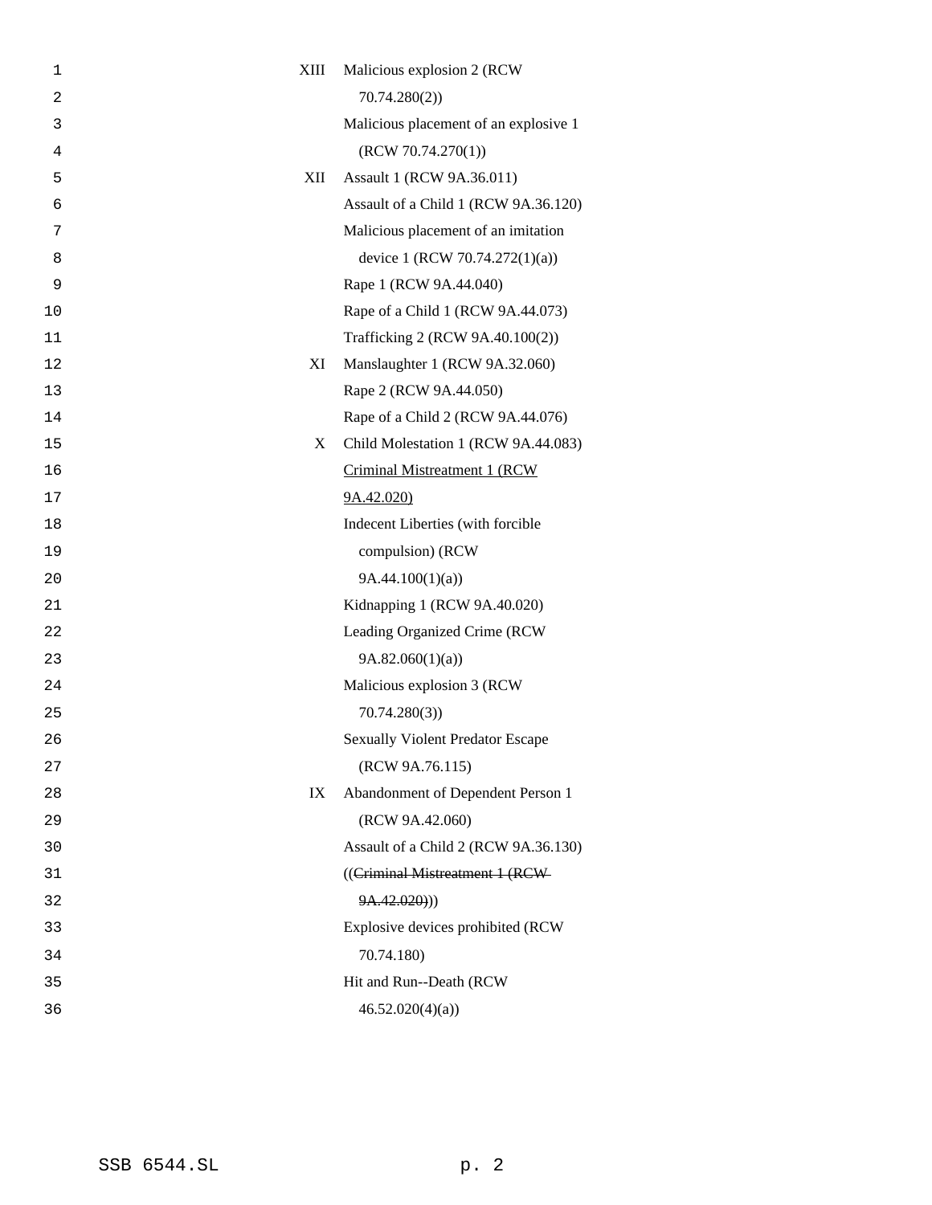| | |
|---|---|
| XIII | Malicious explosion 2 (RCW 70.74.280(2)) |
| | Malicious placement of an explosive 1 (RCW 70.74.270(1)) |
| XII | Assault 1 (RCW 9A.36.011) |
| | Assault of a Child 1 (RCW 9A.36.120) |
| | Malicious placement of an imitation device 1 (RCW 70.74.272(1)(a)) |
| | Rape 1 (RCW 9A.44.040) |
| | Rape of a Child 1 (RCW 9A.44.073) |
| | Trafficking 2 (RCW 9A.40.100(2)) |
| XI | Manslaughter 1 (RCW 9A.32.060) |
| | Rape 2 (RCW 9A.44.050) |
| | Rape of a Child 2 (RCW 9A.44.076) |
| X | Child Molestation 1 (RCW 9A.44.083) |
| | <u>Criminal Mistreatment 1 (RCW 9A.42.020)</u> |
| | Indecent Liberties (with forcible compulsion) (RCW 9A.44.100(1)(a)) |
| | Kidnapping 1 (RCW 9A.40.020) |
| | Leading Organized Crime (RCW 9A.82.060(1)(a)) |
| | Malicious explosion 3 (RCW 70.74.280(3)) |
| | Sexually Violent Predator Escape (RCW 9A.76.115) |
| IX | Abandonment of Dependent Person 1 (RCW 9A.42.060) |
| | Assault of a Child 2 (RCW 9A.36.130) |
| | ((~~Criminal Mistreatment 1 (RCW 9A.42.020)~~)) |
| | Explosive devices prohibited (RCW 70.74.180) |
| | Hit and Run--Death (RCW 46.52.020(4)(a)) |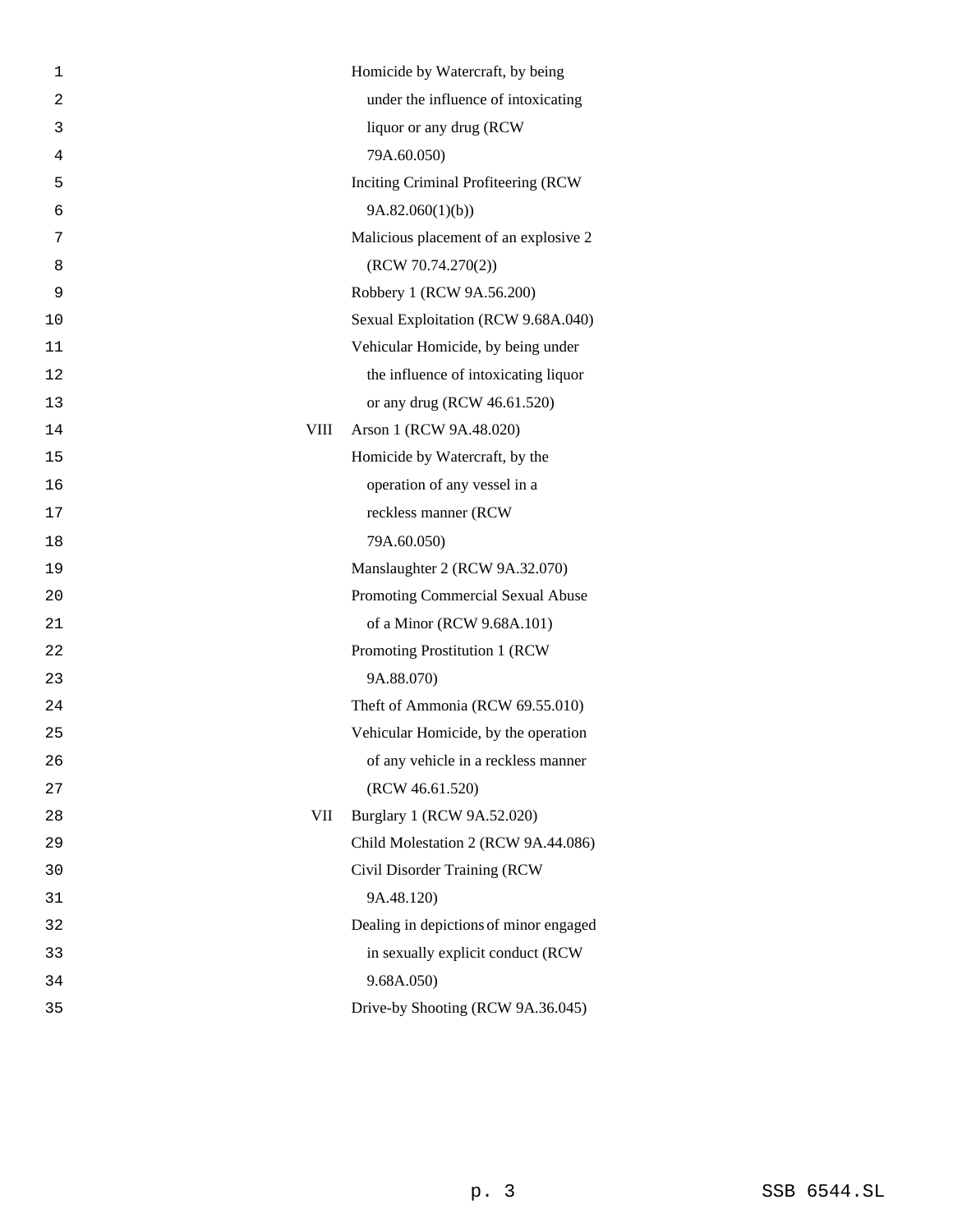| | |
|---|---|
| | Homicide by Watercraft, by being under the influence of intoxicating liquor or any drug (RCW 79A.60.050) |
| | Inciting Criminal Profiteering (RCW 9A.82.060(1)(b)) |
| | Malicious placement of an explosive 2 (RCW 70.74.270(2)) |
| | Robbery 1 (RCW 9A.56.200) |
| | Sexual Exploitation (RCW 9.68A.040) |
| | Vehicular Homicide, by being under the influence of intoxicating liquor or any drug (RCW 46.61.520) |
| VIII | Arson 1 (RCW 9A.48.020) |
| | Homicide by Watercraft, by the operation of any vessel in a reckless manner (RCW 79A.60.050) |
| | Manslaughter 2 (RCW 9A.32.070) |
| | Promoting Commercial Sexual Abuse of a Minor (RCW 9.68A.101) |
| | Promoting Prostitution 1 (RCW 9A.88.070) |
| | Theft of Ammonia (RCW 69.55.010) |
| | Vehicular Homicide, by the operation of any vehicle in a reckless manner (RCW 46.61.520) |
| VII | Burglary 1 (RCW 9A.52.020) |
| | Child Molestation 2 (RCW 9A.44.086) |
| | Civil Disorder Training (RCW 9A.48.120) |
| | Dealing in depictions of minor engaged in sexually explicit conduct (RCW 9.68A.050) |
| | Drive-by Shooting (RCW 9A.36.045) |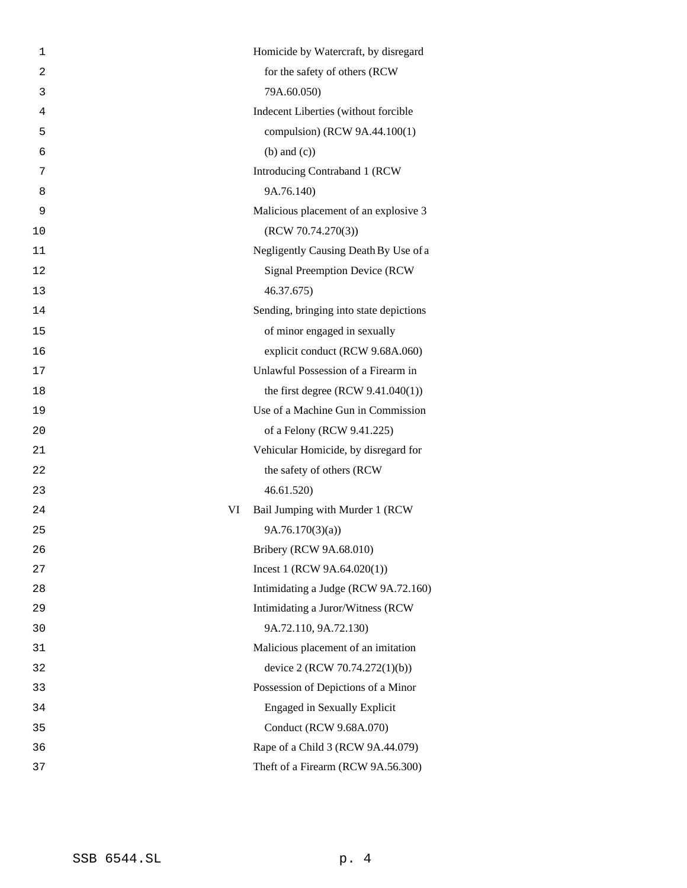| | |
|---|---|
| | Homicide by Watercraft, by disregard for the safety of others (RCW 79A.60.050) |
| | Indecent Liberties (without forcible compulsion) (RCW 9A.44.100(1) (b) and (c)) |
| | Introducing Contraband 1 (RCW 9A.76.140) |
| | Malicious placement of an explosive 3 (RCW 70.74.270(3)) |
| | Negligently Causing Death By Use of a Signal Preemption Device (RCW 46.37.675) |
| | Sending, bringing into state depictions of minor engaged in sexually explicit conduct (RCW 9.68A.060) |
| | Unlawful Possession of a Firearm in the first degree (RCW 9.41.040(1)) |
| | Use of a Machine Gun in Commission of a Felony (RCW 9.41.225) |
| | Vehicular Homicide, by disregard for the safety of others (RCW 46.61.520) |
| VI | Bail Jumping with Murder 1 (RCW 9A.76.170(3)(a)) |
| | Bribery (RCW 9A.68.010) |
| | Incest 1 (RCW 9A.64.020(1)) |
| | Intimidating a Judge (RCW 9A.72.160) |
| | Intimidating a Juror/Witness (RCW 9A.72.110, 9A.72.130) |
| | Malicious placement of an imitation device 2 (RCW 70.74.272(1)(b)) |
| | Possession of Depictions of a Minor Engaged in Sexually Explicit Conduct (RCW 9.68A.070) |
| | Rape of a Child 3 (RCW 9A.44.079) |
| | Theft of a Firearm (RCW 9A.56.300) |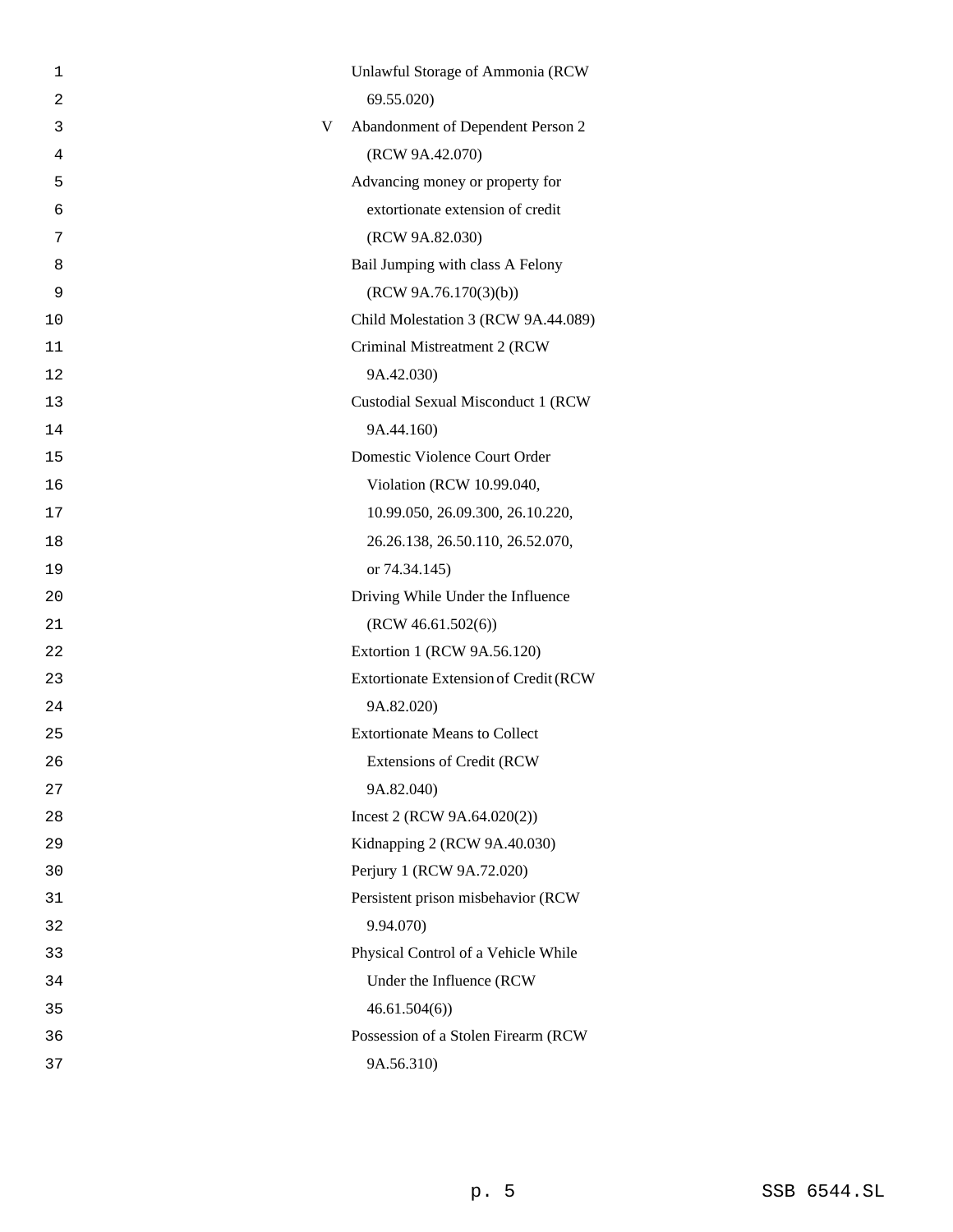| | |
|---|---|
| | Unlawful Storage of Ammonia (RCW 69.55.020) |
| V | Abandonment of Dependent Person 2 (RCW 9A.42.070) |
| | Advancing money or property for extortionate extension of credit (RCW 9A.82.030) |
| | Bail Jumping with class A Felony (RCW 9A.76.170(3)(b)) |
| | Child Molestation 3 (RCW 9A.44.089) |
| | Criminal Mistreatment 2 (RCW 9A.42.030) |
| | Custodial Sexual Misconduct 1 (RCW 9A.44.160) |
| | Domestic Violence Court Order Violation (RCW 10.99.040, 10.99.050, 26.09.300, 26.10.220, 26.26.138, 26.50.110, 26.52.070, or 74.34.145) |
| | Driving While Under the Influence (RCW 46.61.502(6)) |
| | Extortion 1 (RCW 9A.56.120) |
| | Extortionate Extension of Credit (RCW 9A.82.020) |
| | Extortionate Means to Collect Extensions of Credit (RCW 9A.82.040) |
| | Incest 2 (RCW 9A.64.020(2)) |
| | Kidnapping 2 (RCW 9A.40.030) |
| | Perjury 1 (RCW 9A.72.020) |
| | Persistent prison misbehavior (RCW 9.94.070) |
| | Physical Control of a Vehicle While Under the Influence (RCW 46.61.504(6)) |
| | Possession of a Stolen Firearm (RCW 9A.56.310) |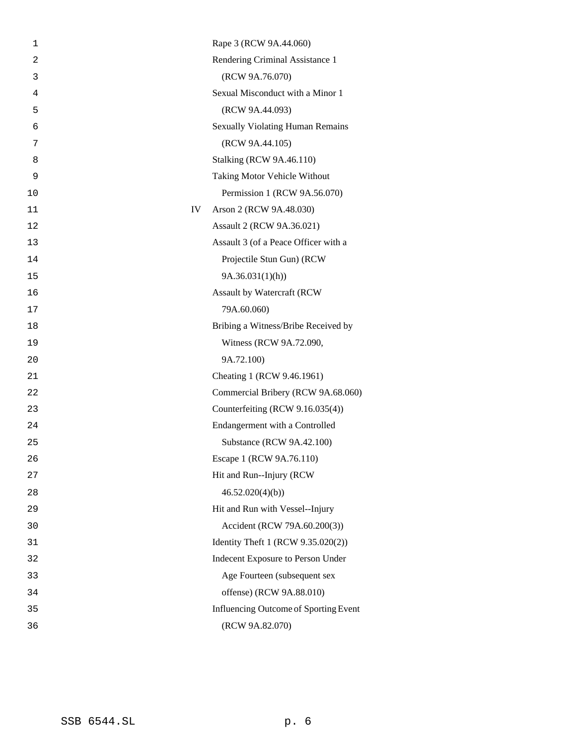| | |
|---|---|
| | Rape 3 (RCW 9A.44.060) |
| | Rendering Criminal Assistance 1 (RCW 9A.76.070) |
| | Sexual Misconduct with a Minor 1 (RCW 9A.44.093) |
| | Sexually Violating Human Remains (RCW 9A.44.105) |
| | Stalking (RCW 9A.46.110) |
| | Taking Motor Vehicle Without Permission 1 (RCW 9A.56.070) |
| IV | Arson 2 (RCW 9A.48.030) |
| | Assault 2 (RCW 9A.36.021) |
| | Assault 3 (of a Peace Officer with a Projectile Stun Gun) (RCW 9A.36.031(1)(h)) |
| | Assault by Watercraft (RCW 79A.60.060) |
| | Bribing a Witness/Bribe Received by Witness (RCW 9A.72.090, 9A.72.100) |
| | Cheating 1 (RCW 9.46.1961) |
| | Commercial Bribery (RCW 9A.68.060) |
| | Counterfeiting (RCW 9.16.035(4)) |
| | Endangerment with a Controlled Substance (RCW 9A.42.100) |
| | Escape 1 (RCW 9A.76.110) |
| | Hit and Run--Injury (RCW 46.52.020(4)(b)) |
| | Hit and Run with Vessel--Injury Accident (RCW 79A.60.200(3)) |
| | Identity Theft 1 (RCW 9.35.020(2)) |
| | Indecent Exposure to Person Under Age Fourteen (subsequent sex offense) (RCW 9A.88.010) |
| | Influencing Outcome of Sporting Event (RCW 9A.82.070) |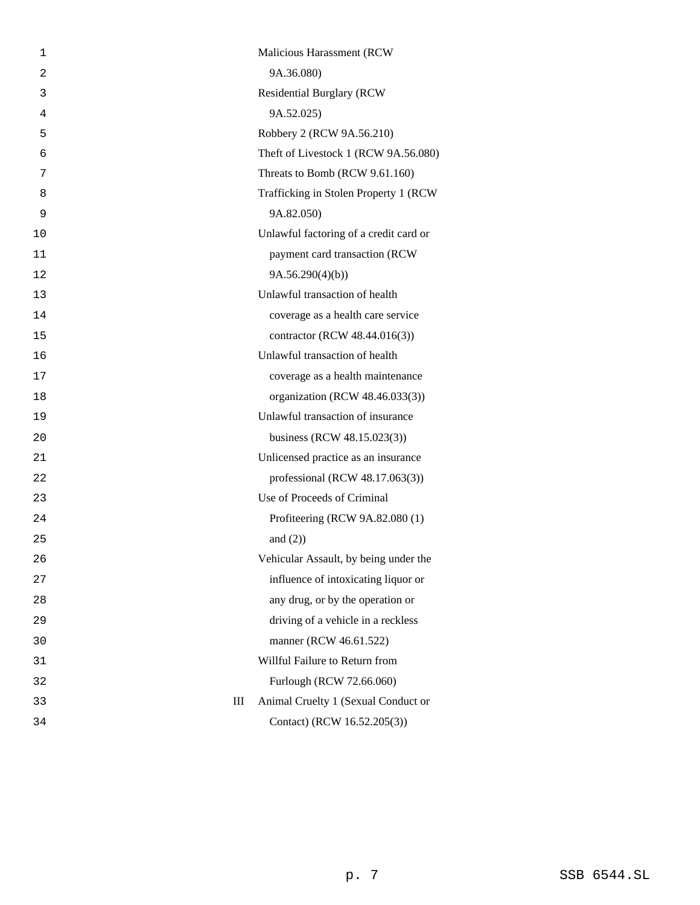| | |
|---|---|
| | Malicious Harassment (RCW 9A.36.080) |
| | Residential Burglary (RCW 9A.52.025) |
| | Robbery 2 (RCW 9A.56.210) |
| | Theft of Livestock 1 (RCW 9A.56.080) |
| | Threats to Bomb (RCW 9.61.160) |
| | Trafficking in Stolen Property 1 (RCW 9A.82.050) |
| | Unlawful factoring of a credit card or payment card transaction (RCW 9A.56.290(4)(b)) |
| | Unlawful transaction of health coverage as a health care service contractor (RCW 48.44.016(3)) |
| | Unlawful transaction of health coverage as a health maintenance organization (RCW 48.46.033(3)) |
| | Unlawful transaction of insurance business (RCW 48.15.023(3)) |
| | Unlicensed practice as an insurance professional (RCW 48.17.063(3)) |
| | Use of Proceeds of Criminal Profiteering (RCW 9A.82.080 (1) and (2)) |
| | Vehicular Assault, by being under the influence of intoxicating liquor or any drug, or by the operation or driving of a vehicle in a reckless manner (RCW 46.61.522) |
| | Willful Failure to Return from Furlough (RCW 72.66.060) |
| III | Animal Cruelty 1 (Sexual Conduct or Contact) (RCW 16.52.205(3)) |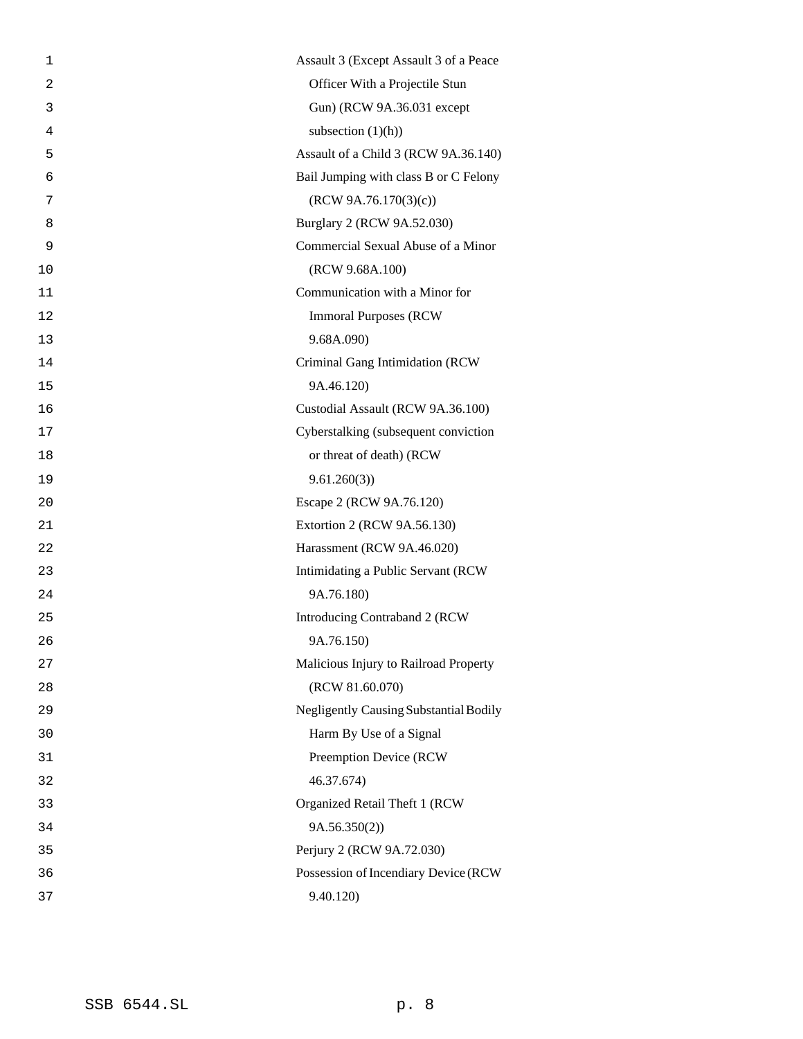Assault 3 (Except Assault 3 of a Peace Officer With a Projectile Stun Gun) (RCW 9A.36.031 except subsection (1)(h))

Assault of a Child 3 (RCW 9A.36.140)

Bail Jumping with class B or C Felony (RCW 9A.76.170(3)(c))

Burglary 2 (RCW 9A.52.030)

Commercial Sexual Abuse of a Minor (RCW 9.68A.100)

Communication with a Minor for Immoral Purposes (RCW 9.68A.090)

Criminal Gang Intimidation (RCW 9A.46.120)

Custodial Assault (RCW 9A.36.100)

Cyberstalking (subsequent conviction or threat of death) (RCW 9.61.260(3))

Escape 2 (RCW 9A.76.120)

Extortion 2 (RCW 9A.56.130)

Harassment (RCW 9A.46.020)

Intimidating a Public Servant (RCW 9A.76.180)

Introducing Contraband 2 (RCW 9A.76.150)

Malicious Injury to Railroad Property (RCW 81.60.070)

Negligently Causing Substantial Bodily Harm By Use of a Signal Preemption Device (RCW 46.37.674)

Organized Retail Theft 1 (RCW 9A.56.350(2))

Perjury 2 (RCW 9A.72.030)

Possession of Incendiary Device (RCW 9.40.120)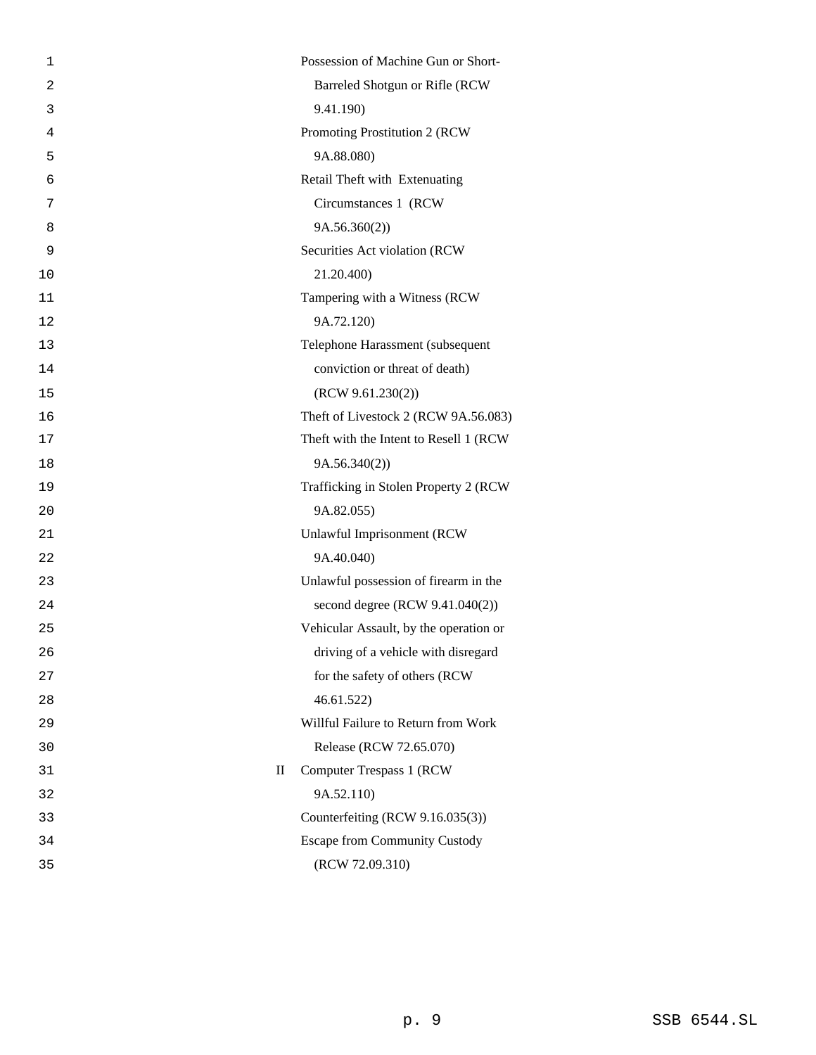| | |
|---|---|
| | Possession of Machine Gun or Short-Barreled Shotgun or Rifle (RCW 9.41.190) |
| | Promoting Prostitution 2 (RCW 9A.88.080) |
| | Retail Theft with Extenuating Circumstances 1 (RCW 9A.56.360(2)) |
| | Securities Act violation (RCW 21.20.400) |
| | Tampering with a Witness (RCW 9A.72.120) |
| | Telephone Harassment (subsequent conviction or threat of death) (RCW 9.61.230(2)) |
| | Theft of Livestock 2 (RCW 9A.56.083) |
| | Theft with the Intent to Resell 1 (RCW 9A.56.340(2)) |
| | Trafficking in Stolen Property 2 (RCW 9A.82.055) |
| | Unlawful Imprisonment (RCW 9A.40.040) |
| | Unlawful possession of firearm in the second degree (RCW 9.41.040(2)) |
| | Vehicular Assault, by the operation or driving of a vehicle with disregard for the safety of others (RCW 46.61.522) |
| | Willful Failure to Return from Work Release (RCW 72.65.070) |
| II | Computer Trespass 1 (RCW 9A.52.110) |
| | Counterfeiting (RCW 9.16.035(3)) |
| | Escape from Community Custody (RCW 72.09.310) |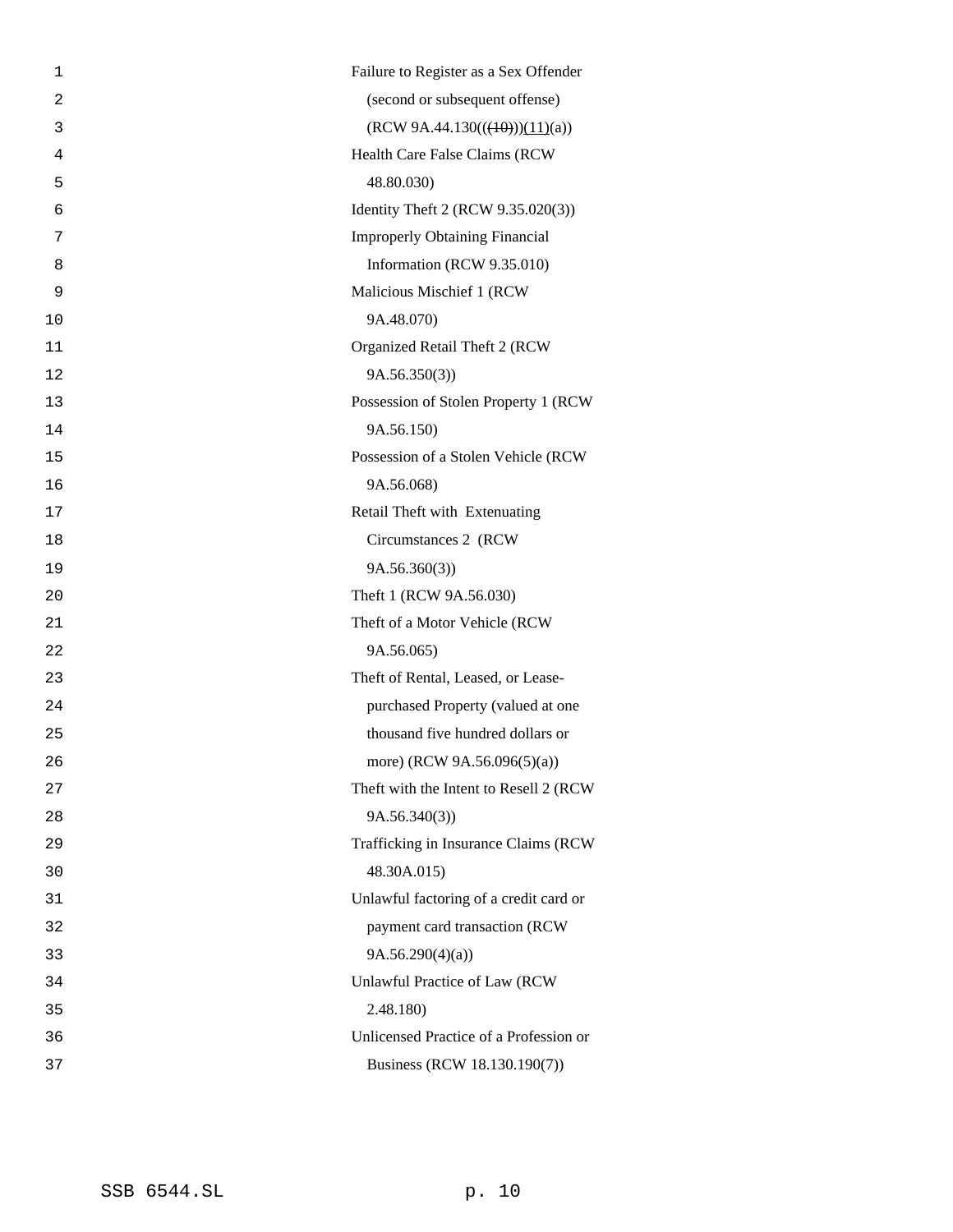Failure to Register as a Sex Offender (second or subsequent offense) (RCW 9A.44.130(((10)))(11)(a))

Health Care False Claims (RCW 48.80.030)

Identity Theft 2 (RCW 9.35.020(3))

Improperly Obtaining Financial Information (RCW 9.35.010)

Malicious Mischief 1 (RCW 9A.48.070)

Organized Retail Theft 2 (RCW 9A.56.350(3))

Possession of Stolen Property 1 (RCW 9A.56.150)

Possession of a Stolen Vehicle (RCW 9A.56.068)

Retail Theft with Extenuating Circumstances 2 (RCW 9A.56.360(3))

Theft 1 (RCW 9A.56.030)

Theft of a Motor Vehicle (RCW 9A.56.065)

Theft of Rental, Leased, or Lease-purchased Property (valued at one thousand five hundred dollars or more) (RCW 9A.56.096(5)(a))

Theft with the Intent to Resell 2 (RCW 9A.56.340(3))

Trafficking in Insurance Claims (RCW 48.30A.015)

Unlawful factoring of a credit card or payment card transaction (RCW 9A.56.290(4)(a))

Unlawful Practice of Law (RCW 2.48.180)

Unlicensed Practice of a Profession or Business (RCW 18.130.190(7))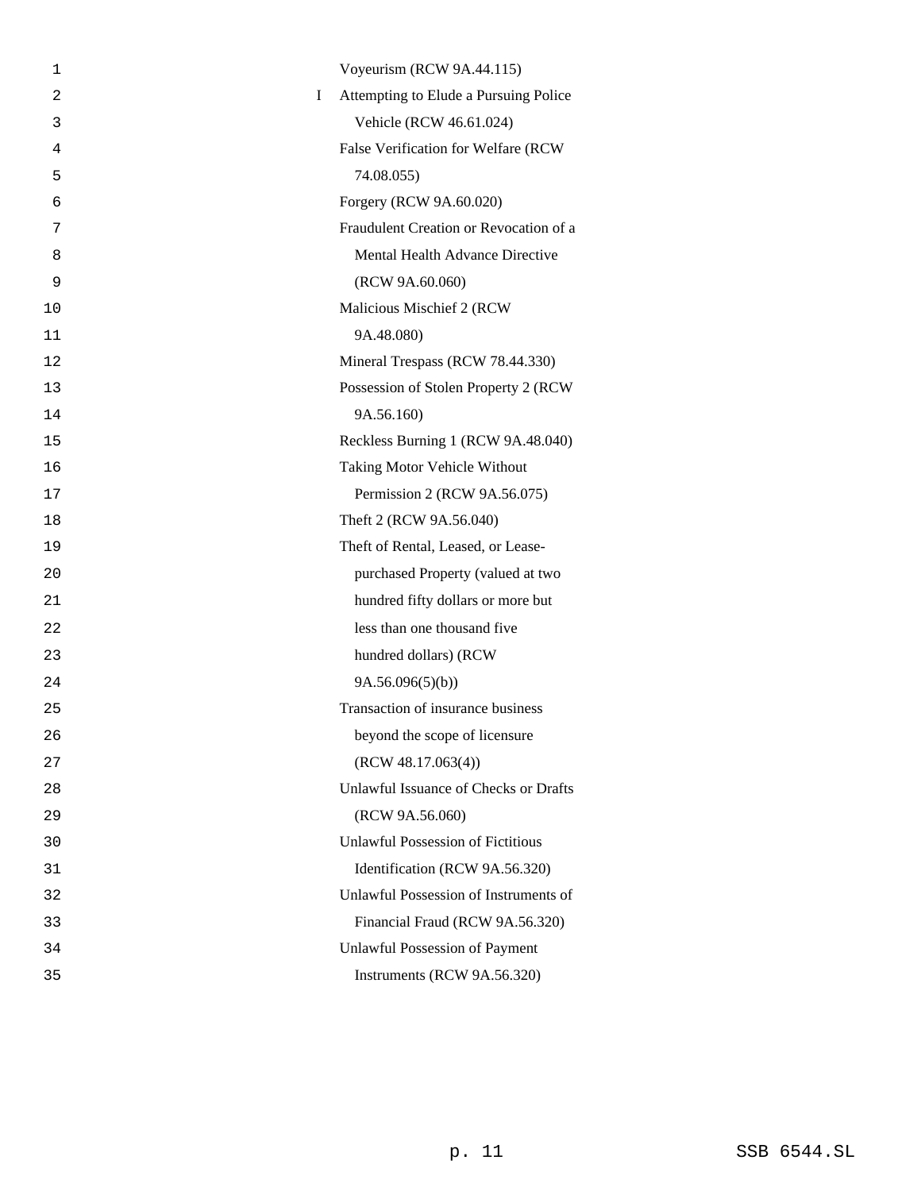| | |
|---|---|
| | Voyeurism (RCW 9A.44.115) |
| I | Attempting to Elude a Pursuing Police Vehicle (RCW 46.61.024) |
| | False Verification for Welfare (RCW 74.08.055) |
| | Forgery (RCW 9A.60.020) |
| | Fraudulent Creation or Revocation of a Mental Health Advance Directive (RCW 9A.60.060) |
| | Malicious Mischief 2 (RCW 9A.48.080) |
| | Mineral Trespass (RCW 78.44.330) |
| | Possession of Stolen Property 2 (RCW 9A.56.160) |
| | Reckless Burning 1 (RCW 9A.48.040) |
| | Taking Motor Vehicle Without Permission 2 (RCW 9A.56.075) |
| | Theft 2 (RCW 9A.56.040) |
| | Theft of Rental, Leased, or Lease-purchased Property (valued at two hundred fifty dollars or more but less than one thousand five hundred dollars) (RCW 9A.56.096(5)(b)) |
| | Transaction of insurance business beyond the scope of licensure (RCW 48.17.063(4)) |
| | Unlawful Issuance of Checks or Drafts (RCW 9A.56.060) |
| | Unlawful Possession of Fictitious Identification (RCW 9A.56.320) |
| | Unlawful Possession of Instruments of Financial Fraud (RCW 9A.56.320) |
| | Unlawful Possession of Payment Instruments (RCW 9A.56.320) |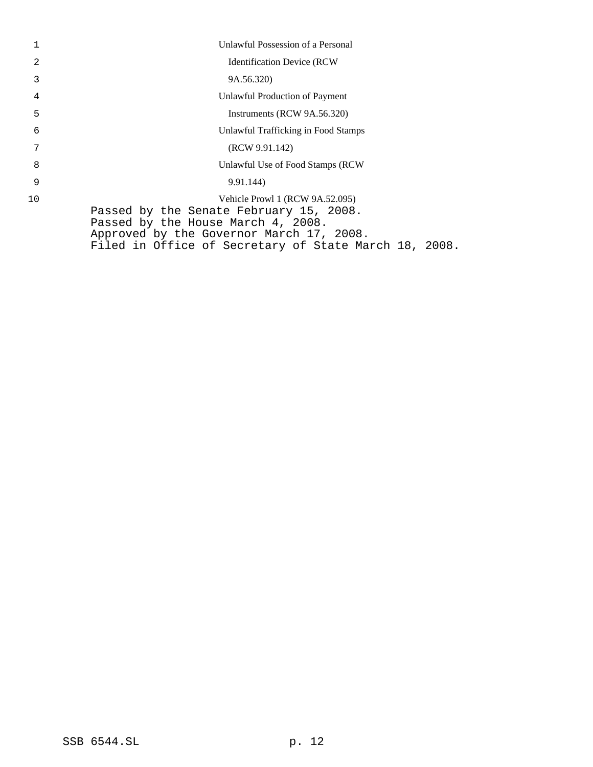Unlawful Possession of a Personal Identification Device (RCW 9A.56.320)

Unlawful Production of Payment Instruments (RCW 9A.56.320)

Unlawful Trafficking in Food Stamps (RCW 9.91.142)

Unlawful Use of Food Stamps (RCW 9.91.144)

Vehicle Prowl 1 (RCW 9A.52.095)

Passed by the Senate February 15, 2008.
Passed by the House March 4, 2008.
Approved by the Governor March 17, 2008.
Filed in Office of Secretary of State March 18, 2008.